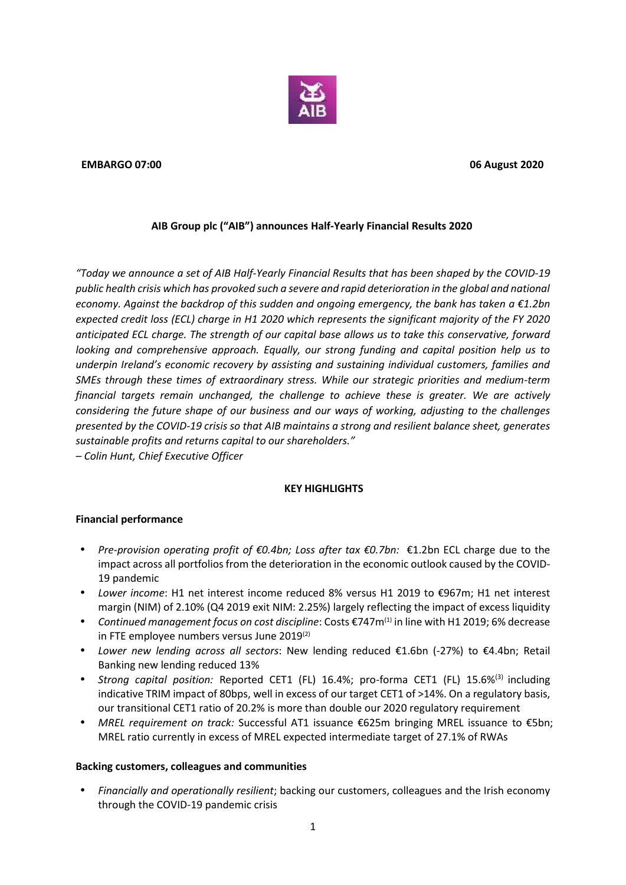**EMBARGO 07:00** **06 August 2020**

**AIB Group plc ("AIB") announces Half-Yearly Financial Results 2020**

*"Today we announce a set of AIB Half-Yearly Financial Results that has been shaped by the COVID-19 public health crisis which has provoked such a severe and rapid deterioration in the global and national economy. Against the backdrop of this sudden and ongoing emergency, the bank has taken a €1.2bn expected credit loss (ECL) charge in H1 2020 which represents the significant majority of the FY 2020 anticipated ECL charge. The strength of our capital base allows us to take this conservative, forward looking and comprehensive approach. Equally, our strong funding and capital position help us to underpin Ireland's economic recovery by assisting and sustaining individual customers, families and SMEs through these times of extraordinary stress. While our strategic priorities and medium-term financial targets remain unchanged, the challenge to achieve these is greater. We are actively considering the future shape of our business and our ways of working, adjusting to the challenges presented by the COVID-19 crisis so that AIB maintains a strong and resilient balance sheet, generates sustainable profits and returns capital to our shareholders."*

*– Colin Hunt, Chief Executive Officer*

**KEY HIGHLIGHTS**

**Financial performance**

- *Pre-provision operating profit of €0.4bn; Loss after tax €0.7bn:* €1.2bn ECL charge due to the impact across all portfolios from the deterioration in the economic outlook caused by the COVID-19 pandemic
- *Lower income*: H1 net interest income reduced 8% versus H1 2019 to €967m; H1 net interest margin (NIM) of 2.10% (Q4 2019 exit NIM: 2.25%) largely reflecting the impact of excess liquidity
- *Continued management focus on cost discipline*: Costs €747m[1] in line with H1 2019; 6% decrease in FTE employee numbers versus June 2019[2]
- *Lower new lending across all sectors*: New lending reduced €1.6bn (-27%) to €4.4bn; Retail Banking new lending reduced 13%
- *Strong capital position:* Reported CET1 (FL) 16.4%; pro-forma CET1 (FL) 15.6%[3] including indicative TRIM impact of 80bps, well in excess of our target CET1 of >14%. On a regulatory basis, our transitional CET1 ratio of 20.2% is more than double our 2020 regulatory requirement
- *MREL requirement on track:* Successful AT1 issuance €625m bringing MREL issuance to €5bn; MREL ratio currently in excess of MREL expected intermediate target of 27.1% of RWAs

**Backing customers, colleagues and communities**

- *Financially and operationally resilient*; backing our customers, colleagues and the Irish economy through the COVID-19 pandemic crisis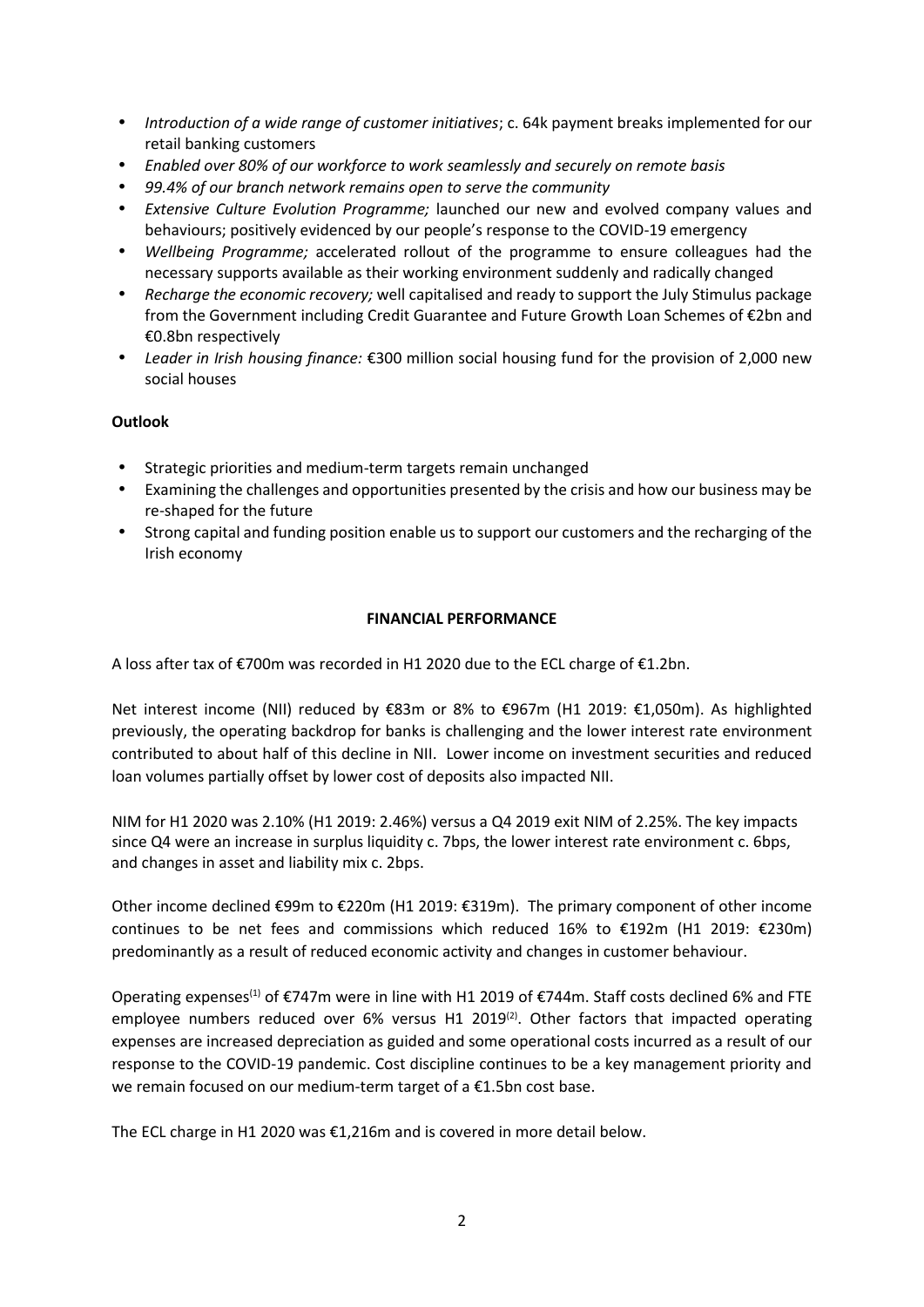- *Introduction of a wide range of customer initiatives*; c. 64k payment breaks implemented for our retail banking customers
- *Enabled over 80% of our workforce to work seamlessly and securely on remote basis*
- *99.4% of our branch network remains open to serve the community*
- *Extensive Culture Evolution Programme;* launched our new and evolved company values and behaviours; positively evidenced by our people's response to the COVID-19 emergency
- *Wellbeing Programme;* accelerated rollout of the programme to ensure colleagues had the necessary supports available as their working environment suddenly and radically changed
- *Recharge the economic recovery;* well capitalised and ready to support the July Stimulus package from the Government including Credit Guarantee and Future Growth Loan Schemes of €2bn and €0.8bn respectively
- *Leader in Irish housing finance:* €300 million social housing fund for the provision of 2,000 new social houses

**Outlook**

- Strategic priorities and medium-term targets remain unchanged
- Examining the challenges and opportunities presented by the crisis and how our business may be re-shaped for the future
- Strong capital and funding position enable us to support our customers and the recharging of the Irish economy

## FINANCIAL PERFORMANCE

A loss after tax of €700m was recorded in H1 2020 due to the ECL charge of €1.2bn.

Net interest income (NII) reduced by €83m or 8% to €967m (H1 2019: €1,050m). As highlighted previously, the operating backdrop for banks is challenging and the lower interest rate environment contributed to about half of this decline in NII. Lower income on investment securities and reduced loan volumes partially offset by lower cost of deposits also impacted NII.

NIM for H1 2020 was 2.10% (H1 2019: 2.46%) versus a Q4 2019 exit NIM of 2.25%. The key impacts since Q4 were an increase in surplus liquidity c. 7bps, the lower interest rate environment c. 6bps, and changes in asset and liability mix c. 2bps.

Other income declined €99m to €220m (H1 2019: €319m). The primary component of other income continues to be net fees and commissions which reduced 16% to €192m (H1 2019: €230m) predominantly as a result of reduced economic activity and changes in customer behaviour.

Operating expenses[1] of €747m were in line with H1 2019 of €744m. Staff costs declined 6% and FTE employee numbers reduced over 6% versus H1 2019[2]. Other factors that impacted operating expenses are increased depreciation as guided and some operational costs incurred as a result of our response to the COVID-19 pandemic. Cost discipline continues to be a key management priority and we remain focused on our medium-term target of a €1.5bn cost base.

The ECL charge in H1 2020 was €1,216m and is covered in more detail below.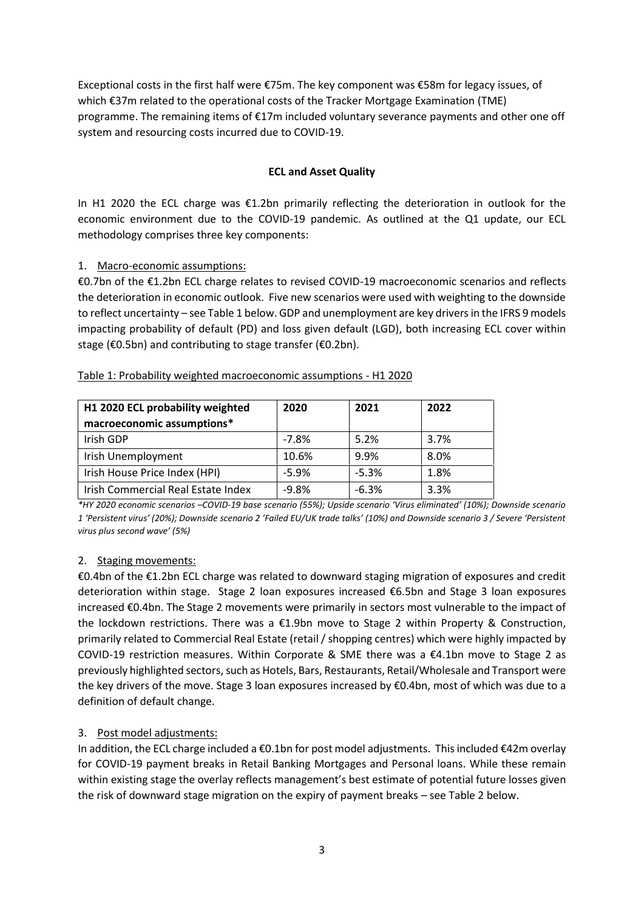Exceptional costs in the first half were €75m. The key component was €58m for legacy issues, of which €37m related to the operational costs of the Tracker Mortgage Examination (TME) programme. The remaining items of €17m included voluntary severance payments and other one off system and resourcing costs incurred due to COVID-19.

**ECL and Asset Quality**

In H1 2020 the ECL charge was €1.2bn primarily reflecting the deterioration in outlook for the economic environment due to the COVID-19 pandemic. As outlined at the Q1 update, our ECL methodology comprises three key components:

1. Macro-economic assumptions:

€0.7bn of the €1.2bn ECL charge relates to revised COVID-19 macroeconomic scenarios and reflects the deterioration in economic outlook. Five new scenarios were used with weighting to the downside to reflect uncertainty – see Table 1 below. GDP and unemployment are key drivers in the IFRS 9 models impacting probability of default (PD) and loss given default (LGD), both increasing ECL cover within stage (€0.5bn) and contributing to stage transfer (€0.2bn).

Table 1: Probability weighted macroeconomic assumptions - H1 2020

| H1 2020 ECL probability weighted macroeconomic assumptions* | 2020 | 2021 | 2022 |
|---|---|---|---|
| Irish GDP | -7.8% | 5.2% | 3.7% |
| Irish Unemployment | 10.6% | 9.9% | 8.0% |
| Irish House Price Index (HPI) | -5.9% | -5.3% | 1.8% |
| Irish Commercial Real Estate Index | -9.8% | -6.3% | 3.3% |

*\*HY 2020 economic scenarios –COVID-19 base scenario (55%); Upside scenario 'Virus eliminated' (10%); Downside scenario 1 'Persistent virus' (20%); Downside scenario 2 'Failed EU/UK trade talks' (10%) and Downside scenario 3 / Severe 'Persistent virus plus second wave' (5%)*

2. Staging movements:

€0.4bn of the €1.2bn ECL charge was related to downward staging migration of exposures and credit deterioration within stage. Stage 2 loan exposures increased €6.5bn and Stage 3 loan exposures increased €0.4bn. The Stage 2 movements were primarily in sectors most vulnerable to the impact of the lockdown restrictions. There was a €1.9bn move to Stage 2 within Property & Construction, primarily related to Commercial Real Estate (retail / shopping centres) which were highly impacted by COVID-19 restriction measures. Within Corporate & SME there was a €4.1bn move to Stage 2 as previously highlighted sectors, such as Hotels, Bars, Restaurants, Retail/Wholesale and Transport were the key drivers of the move. Stage 3 loan exposures increased by €0.4bn, most of which was due to a definition of default change.

3. Post model adjustments:

In addition, the ECL charge included a €0.1bn for post model adjustments. This included €42m overlay for COVID-19 payment breaks in Retail Banking Mortgages and Personal loans. While these remain within existing stage the overlay reflects management's best estimate of potential future losses given the risk of downward stage migration on the expiry of payment breaks – see Table 2 below.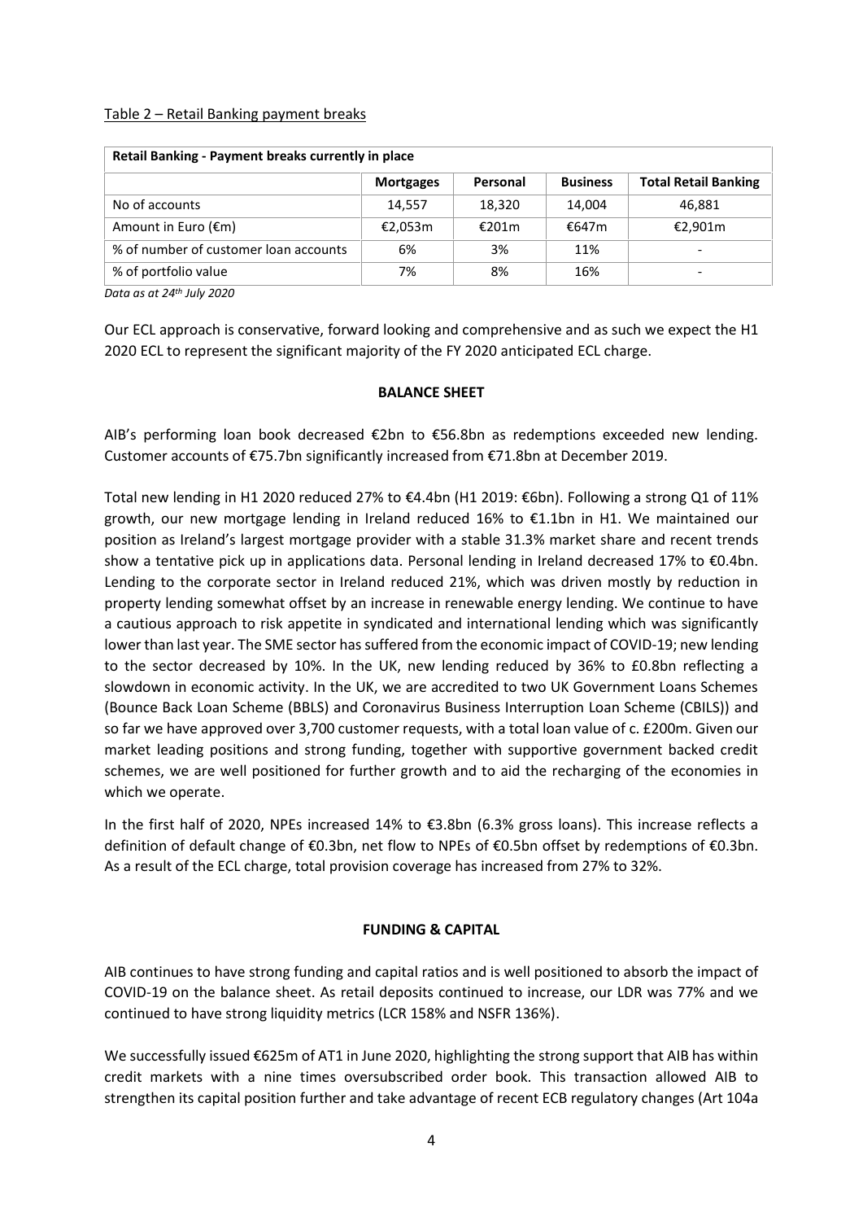Table 2 – Retail Banking payment breaks

| Retail Banking - Payment breaks currently in place | | | | |
|---|---|---|---|---|
| | **Mortgages** | **Personal** | **Business** | **Total Retail Banking** |
| No of accounts | 14,557 | 18,320 | 14,004 | 46,881 |
| Amount in Euro (€m) | €2,053m | €201m | €647m | €2,901m |
| % of number of customer loan accounts | 6% | 3% | 11% | - |
| % of portfolio value | 7% | 8% | 16% | - |

*Data as at 24th July 2020*

Our ECL approach is conservative, forward looking and comprehensive and as such we expect the H1 2020 ECL to represent the significant majority of the FY 2020 anticipated ECL charge.

## BALANCE SHEET

AIB's performing loan book decreased €2bn to €56.8bn as redemptions exceeded new lending. Customer accounts of €75.7bn significantly increased from €71.8bn at December 2019.

Total new lending in H1 2020 reduced 27% to €4.4bn (H1 2019: €6bn). Following a strong Q1 of 11% growth, our new mortgage lending in Ireland reduced 16% to €1.1bn in H1. We maintained our position as Ireland's largest mortgage provider with a stable 31.3% market share and recent trends show a tentative pick up in applications data. Personal lending in Ireland decreased 17% to €0.4bn. Lending to the corporate sector in Ireland reduced 21%, which was driven mostly by reduction in property lending somewhat offset by an increase in renewable energy lending. We continue to have a cautious approach to risk appetite in syndicated and international lending which was significantly lower than last year. The SME sector has suffered from the economic impact of COVID-19; new lending to the sector decreased by 10%. In the UK, new lending reduced by 36% to £0.8bn reflecting a slowdown in economic activity. In the UK, we are accredited to two UK Government Loans Schemes (Bounce Back Loan Scheme (BBLS) and Coronavirus Business Interruption Loan Scheme (CBILS)) and so far we have approved over 3,700 customer requests, with a total loan value of c. £200m. Given our market leading positions and strong funding, together with supportive government backed credit schemes, we are well positioned for further growth and to aid the recharging of the economies in which we operate.

In the first half of 2020, NPEs increased 14% to €3.8bn (6.3% gross loans). This increase reflects a definition of default change of €0.3bn, net flow to NPEs of €0.5bn offset by redemptions of €0.3bn. As a result of the ECL charge, total provision coverage has increased from 27% to 32%.

## FUNDING & CAPITAL

AIB continues to have strong funding and capital ratios and is well positioned to absorb the impact of COVID-19 on the balance sheet. As retail deposits continued to increase, our LDR was 77% and we continued to have strong liquidity metrics (LCR 158% and NSFR 136%).

We successfully issued €625m of AT1 in June 2020, highlighting the strong support that AIB has within credit markets with a nine times oversubscribed order book. This transaction allowed AIB to strengthen its capital position further and take advantage of recent ECB regulatory changes (Art 104a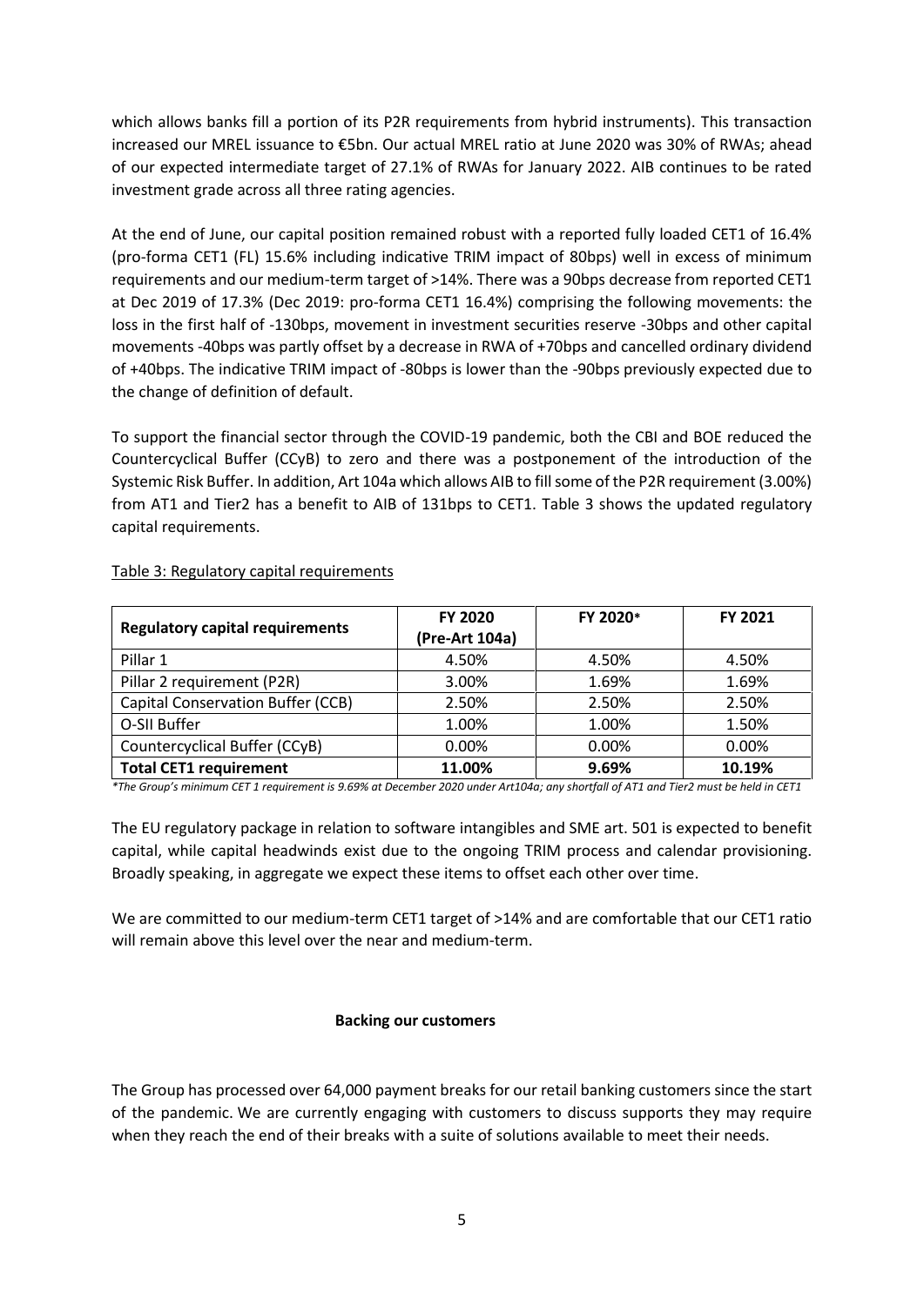which allows banks fill a portion of its P2R requirements from hybrid instruments). This transaction increased our MREL issuance to €5bn. Our actual MREL ratio at June 2020 was 30% of RWAs; ahead of our expected intermediate target of 27.1% of RWAs for January 2022. AIB continues to be rated investment grade across all three rating agencies.

At the end of June, our capital position remained robust with a reported fully loaded CET1 of 16.4% (pro-forma CET1 (FL) 15.6% including indicative TRIM impact of 80bps) well in excess of minimum requirements and our medium-term target of >14%. There was a 90bps decrease from reported CET1 at Dec 2019 of 17.3% (Dec 2019: pro-forma CET1 16.4%) comprising the following movements: the loss in the first half of -130bps, movement in investment securities reserve -30bps and other capital movements -40bps was partly offset by a decrease in RWA of +70bps and cancelled ordinary dividend of +40bps. The indicative TRIM impact of -80bps is lower than the -90bps previously expected due to the change of definition of default.

To support the financial sector through the COVID-19 pandemic, both the CBI and BOE reduced the Countercyclical Buffer (CCyB) to zero and there was a postponement of the introduction of the Systemic Risk Buffer. In addition, Art 104a which allows AIB to fill some of the P2R requirement (3.00%) from AT1 and Tier2 has a benefit to AIB of 131bps to CET1. Table 3 shows the updated regulatory capital requirements.

Table 3: Regulatory capital requirements

| Regulatory capital requirements | FY 2020 (Pre-Art 104a) | FY 2020* | FY 2021 |
|---|---|---|---|
| Pillar 1 | 4.50% | 4.50% | 4.50% |
| Pillar 2 requirement (P2R) | 3.00% | 1.69% | 1.69% |
| Capital Conservation Buffer (CCB) | 2.50% | 2.50% | 2.50% |
| O-SII Buffer | 1.00% | 1.00% | 1.50% |
| Countercyclical Buffer (CCyB) | 0.00% | 0.00% | 0.00% |
| **Total CET1 requirement** | **11.00%** | **9.69%** | **10.19%** |

*\*The Group's minimum CET 1 requirement is 9.69% at December 2020 under Art104a; any shortfall of AT1 and Tier2 must be held in CET1*

The EU regulatory package in relation to software intangibles and SME art. 501 is expected to benefit capital, while capital headwinds exist due to the ongoing TRIM process and calendar provisioning. Broadly speaking, in aggregate we expect these items to offset each other over time.

We are committed to our medium-term CET1 target of >14% and are comfortable that our CET1 ratio will remain above this level over the near and medium-term.

## Backing our customers

The Group has processed over 64,000 payment breaks for our retail banking customers since the start of the pandemic. We are currently engaging with customers to discuss supports they may require when they reach the end of their breaks with a suite of solutions available to meet their needs.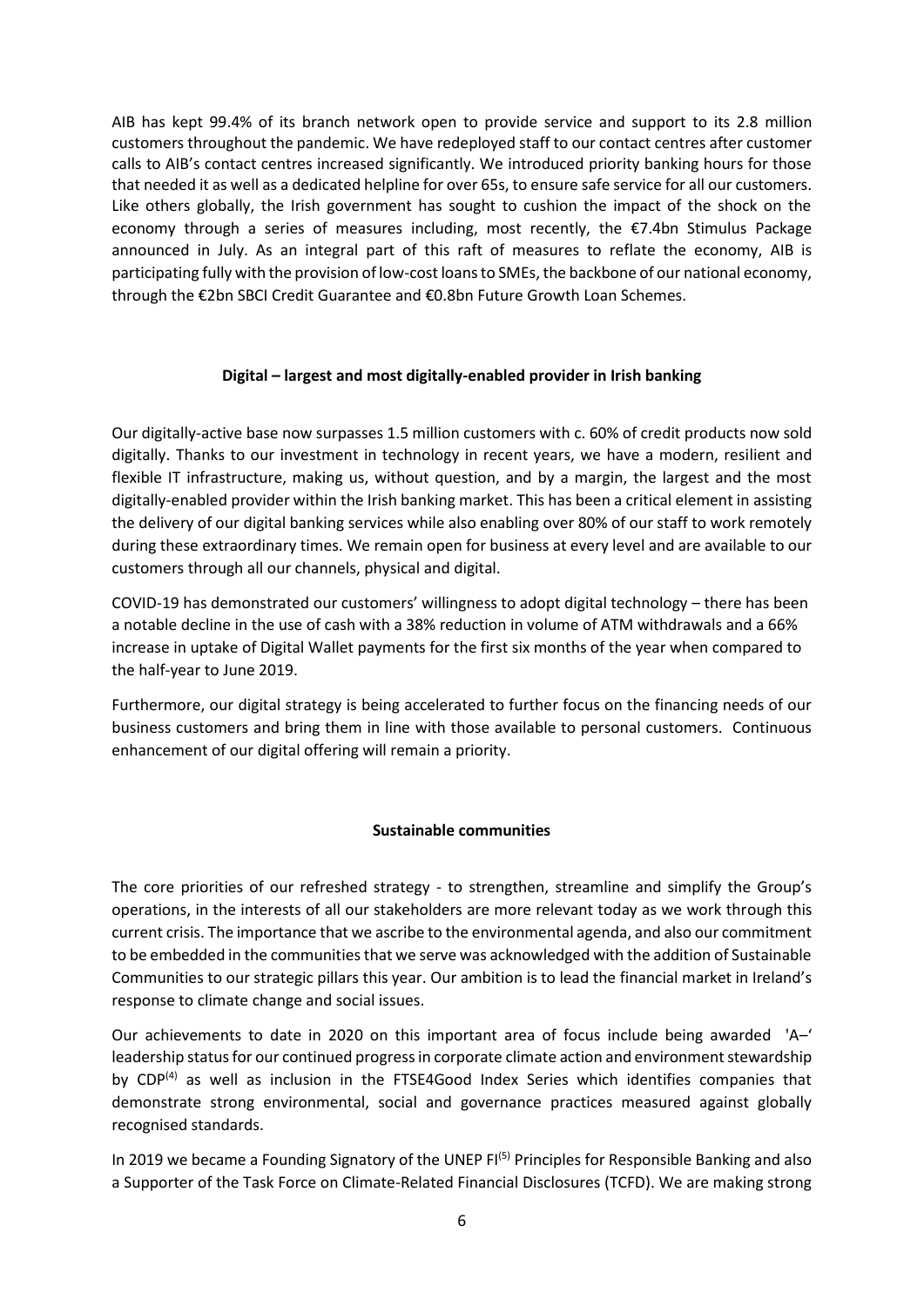AIB has kept 99.4% of its branch network open to provide service and support to its 2.8 million customers throughout the pandemic. We have redeployed staff to our contact centres after customer calls to AIB's contact centres increased significantly. We introduced priority banking hours for those that needed it as well as a dedicated helpline for over 65s, to ensure safe service for all our customers. Like others globally, the Irish government has sought to cushion the impact of the shock on the economy through a series of measures including, most recently, the €7.4bn Stimulus Package announced in July. As an integral part of this raft of measures to reflate the economy, AIB is participating fully with the provision of low-cost loans to SMEs, the backbone of our national economy, through the €2bn SBCI Credit Guarantee and €0.8bn Future Growth Loan Schemes.

**Digital – largest and most digitally-enabled provider in Irish banking**

Our digitally-active base now surpasses 1.5 million customers with c. 60% of credit products now sold digitally. Thanks to our investment in technology in recent years, we have a modern, resilient and flexible IT infrastructure, making us, without question, and by a margin, the largest and the most digitally-enabled provider within the Irish banking market. This has been a critical element in assisting the delivery of our digital banking services while also enabling over 80% of our staff to work remotely during these extraordinary times. We remain open for business at every level and are available to our customers through all our channels, physical and digital.

COVID-19 has demonstrated our customers' willingness to adopt digital technology – there has been a notable decline in the use of cash with a 38% reduction in volume of ATM withdrawals and a 66% increase in uptake of Digital Wallet payments for the first six months of the year when compared to the half-year to June 2019.

Furthermore, our digital strategy is being accelerated to further focus on the financing needs of our business customers and bring them in line with those available to personal customers. Continuous enhancement of our digital offering will remain a priority.

**Sustainable communities**

The core priorities of our refreshed strategy - to strengthen, streamline and simplify the Group's operations, in the interests of all our stakeholders are more relevant today as we work through this current crisis. The importance that we ascribe to the environmental agenda, and also our commitment to be embedded in the communities that we serve was acknowledged with the addition of Sustainable Communities to our strategic pillars this year. Our ambition is to lead the financial market in Ireland's response to climate change and social issues.

Our achievements to date in 2020 on this important area of focus include being awarded 'A–' leadership status for our continued progress in corporate climate action and environment stewardship by CDP[(4)] as well as inclusion in the FTSE4Good Index Series which identifies companies that demonstrate strong environmental, social and governance practices measured against globally recognised standards.

In 2019 we became a Founding Signatory of the UNEP FI[(5)] Principles for Responsible Banking and also a Supporter of the Task Force on Climate-Related Financial Disclosures (TCFD). We are making strong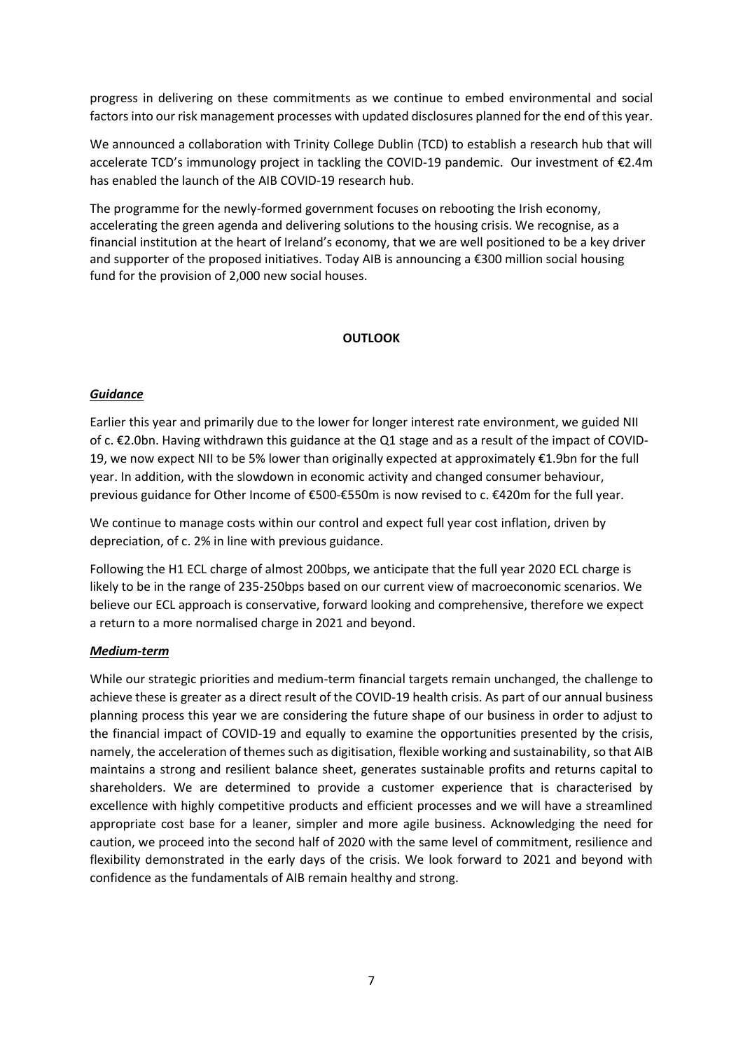progress in delivering on these commitments as we continue to embed environmental and social factors into our risk management processes with updated disclosures planned for the end of this year.

We announced a collaboration with Trinity College Dublin (TCD) to establish a research hub that will accelerate TCD's immunology project in tackling the COVID-19 pandemic. Our investment of €2.4m has enabled the launch of the AIB COVID-19 research hub.

The programme for the newly-formed government focuses on rebooting the Irish economy, accelerating the green agenda and delivering solutions to the housing crisis. We recognise, as a financial institution at the heart of Ireland's economy, that we are well positioned to be a key driver and supporter of the proposed initiatives. Today AIB is announcing a €300 million social housing fund for the provision of 2,000 new social houses.

## OUTLOOK

### ***Guidance***

Earlier this year and primarily due to the lower for longer interest rate environment, we guided NII of c. €2.0bn. Having withdrawn this guidance at the Q1 stage and as a result of the impact of COVID-19, we now expect NII to be 5% lower than originally expected at approximately €1.9bn for the full year. In addition, with the slowdown in economic activity and changed consumer behaviour, previous guidance for Other Income of €500-€550m is now revised to c. €420m for the full year.

We continue to manage costs within our control and expect full year cost inflation, driven by depreciation, of c. 2% in line with previous guidance.

Following the H1 ECL charge of almost 200bps, we anticipate that the full year 2020 ECL charge is likely to be in the range of 235-250bps based on our current view of macroeconomic scenarios. We believe our ECL approach is conservative, forward looking and comprehensive, therefore we expect a return to a more normalised charge in 2021 and beyond.

### ***Medium-term***

While our strategic priorities and medium-term financial targets remain unchanged, the challenge to achieve these is greater as a direct result of the COVID-19 health crisis. As part of our annual business planning process this year we are considering the future shape of our business in order to adjust to the financial impact of COVID-19 and equally to examine the opportunities presented by the crisis, namely, the acceleration of themes such as digitisation, flexible working and sustainability, so that AIB maintains a strong and resilient balance sheet, generates sustainable profits and returns capital to shareholders. We are determined to provide a customer experience that is characterised by excellence with highly competitive products and efficient processes and we will have a streamlined appropriate cost base for a leaner, simpler and more agile business. Acknowledging the need for caution, we proceed into the second half of 2020 with the same level of commitment, resilience and flexibility demonstrated in the early days of the crisis. We look forward to 2021 and beyond with confidence as the fundamentals of AIB remain healthy and strong.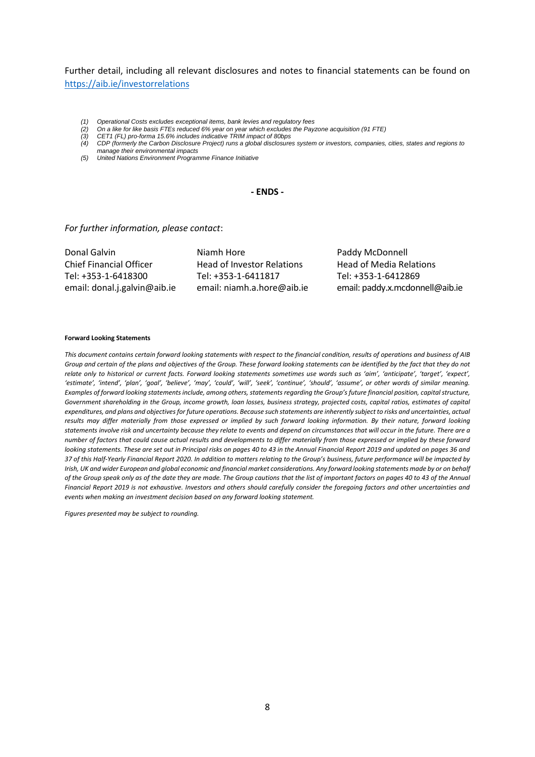Further detail, including all relevant disclosures and notes to financial statements can be found on [https://aib.ie/investorrelations](https://aib.ie/investorrelations)

*(1) Operational Costs excludes exceptional items, bank levies and regulatory fees*
*(2) On a like for like basis FTEs reduced 6% year on year which excludes the Payzone acquisition (91 FTE)*
*(3) CET1 (FL) pro-forma 15.6% includes indicative TRIM impact of 80bps*
*(4) CDP (formerly the Carbon Disclosure Project) runs a global disclosures system or investors, companies, cities, states and regions to manage their environmental impacts*
*(5) United Nations Environment Programme Finance Initiative*

**- ENDS -**

*For further information, please contact*:

Donal Galvin
Chief Financial Officer
Tel: +353-1-6418300
email: donal.j.galvin@aib.ie

Niamh Hore
Head of Investor Relations
Tel: +353-1-6411817
email: niamh.a.hore@aib.ie

Paddy McDonnell
Head of Media Relations
Tel: +353-1-6412869
email: paddy.x.mcdonnell@aib.ie

**Forward Looking Statements**

*This document contains certain forward looking statements with respect to the financial condition, results of operations and business of AIB Group and certain of the plans and objectives of the Group. These forward looking statements can be identified by the fact that they do not relate only to historical or current facts. Forward looking statements sometimes use words such as 'aim', 'anticipate', 'target', 'expect', 'estimate', 'intend', 'plan', 'goal', 'believe', 'may', 'could', 'will', 'seek', 'continue', 'should', 'assume', or other words of similar meaning. Examples of forward looking statements include, among others, statements regarding the Group's future financial position, capital structure, Government shareholding in the Group, income growth, loan losses, business strategy, projected costs, capital ratios, estimates of capital expenditures, and plans and objectives for future operations. Because such statements are inherently subject to risks and uncertainties, actual results may differ materially from those expressed or implied by such forward looking information. By their nature, forward looking statements involve risk and uncertainty because they relate to events and depend on circumstances that will occur in the future. There are a number of factors that could cause actual results and developments to differ materially from those expressed or implied by these forward looking statements. These are set out in Principal risks on pages 40 to 43 in the Annual Financial Report 2019 and updated on pages 36 and 37 of this Half-Yearly Financial Report 2020. In addition to matters relating to the Group's business, future performance will be impacted by Irish, UK and wider European and global economic and financial market considerations. Any forward looking statements made by or on behalf of the Group speak only as of the date they are made. The Group cautions that the list of important factors on pages 40 to 43 of the Annual Financial Report 2019 is not exhaustive. Investors and others should carefully consider the foregoing factors and other uncertainties and events when making an investment decision based on any forward looking statement.*

*Figures presented may be subject to rounding.*